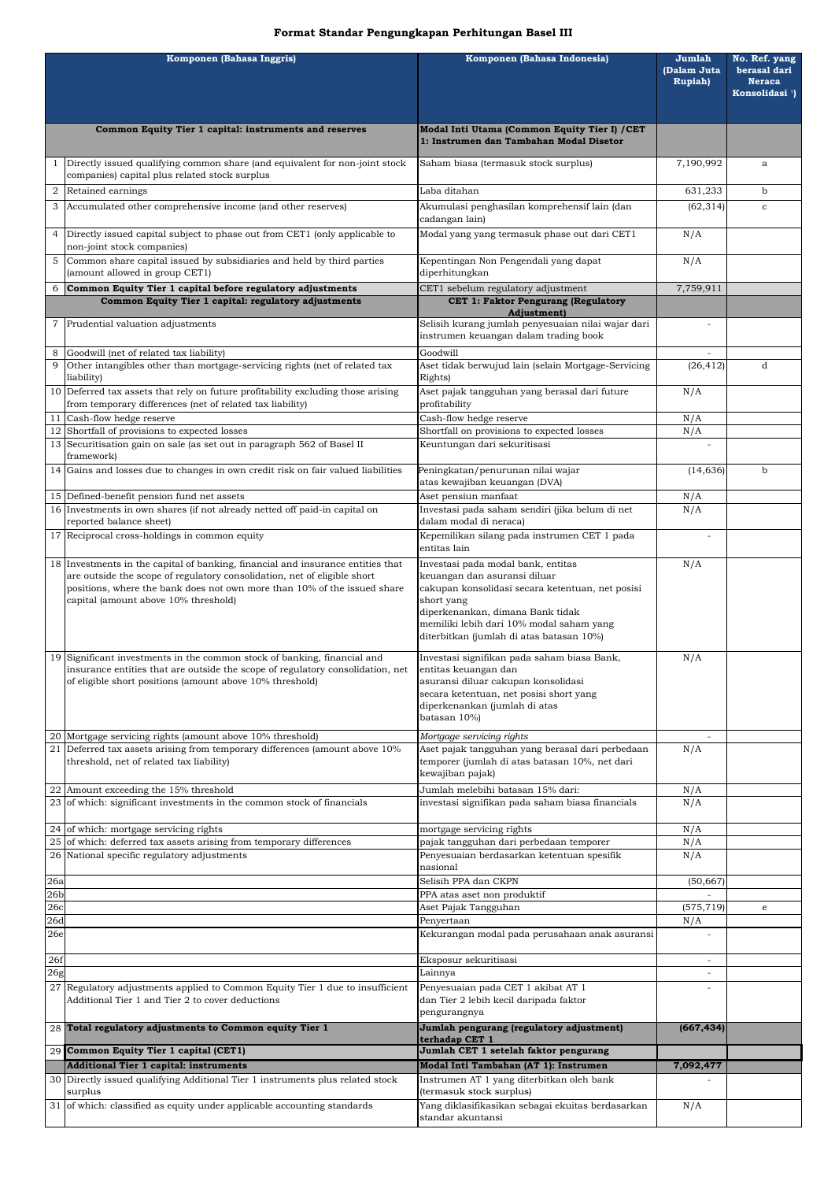# Format Standar Pengungkapan Perhitungan Basel III

| | Komponen (Bahasa Inggris) | Komponen (Bahasa Indonesia) | Jumlah (Dalam Juta Rupiah) | No. Ref. yang berasal dari Neraca Konsolidasi [1]) |
|---|---|---|---|---|
| | **Common Equity Tier 1 capital: instruments and reserves** | **Modal Inti Utama (Common Equity Tier I) /CET 1: Instrumen dan Tambahan Modal Disetor** | | |
| 1 | Directly issued qualifying common share (and equivalent for non-joint stock companies) capital plus related stock surplus | Saham biasa (termasuk stock surplus) | 7,190,992 | a |
| 2 | Retained earnings | Laba ditahan | 631,233 | b |
| 3 | Accumulated other comprehensive income (and other reserves) | Akumulasi penghasilan komprehensif lain (dan cadangan lain) | (62,314) | c |
| 4 | Directly issued capital subject to phase out from CET1 (only applicable to non-joint stock companies) | Modal yang yang termasuk phase out dari CET1 | N/A | |
| 5 | Common share capital issued by subsidiaries and held by third parties (amount allowed in group CET1) | Kepentingan Non Pengendali yang dapat diperhitungkan | N/A | |
| 6 | **Common Equity Tier 1 capital before regulatory adjustments** | CET1 sebelum regulatory adjustment | 7,759,911 | |
| | **Common Equity Tier 1 capital: regulatory adjustments** | **CET 1: Faktor Pengurang (Regulatory Adjustment)** | | |
| 7 | Prudential valuation adjustments | Selisih kurang jumlah penyesuaian nilai wajar dari instrumen keuangan dalam trading book | - | |
| 8 | Goodwill (net of related tax liability) | Goodwill | - | |
| 9 | Other intangibles other than mortgage-servicing rights (net of related tax liability) | Aset tidak berwujud lain (selain Mortgage-Servicing Rights) | (26,412) | d |
| 10 | Deferred tax assets that rely on future profitability excluding those arising from temporary differences (net of related tax liability) | Aset pajak tangguhan yang berasal dari future profitability | N/A | |
| 11 | Cash-flow hedge reserve | Cash-flow hedge reserve | N/A | |
| 12 | Shortfall of provisions to expected losses | Shortfall on provisions to expected losses | N/A | |
| 13 | Securitisation gain on sale (as set out in paragraph 562 of Basel II framework) | Keuntungan dari sekuritisasi | - | |
| 14 | Gains and losses due to changes in own credit risk on fair valued liabilities | Peningkatan/penurunan nilai wajar atas kewajiban keuangan (DVA) | (14,636) | b |
| 15 | Defined-benefit pension fund net assets | Aset pensiun manfaat | N/A | |
| 16 | Investments in own shares (if not already netted off paid-in capital on reported balance sheet) | Investasi pada saham sendiri (jika belum di net dalam modal di neraca) | N/A | |
| 17 | Reciprocal cross-holdings in common equity | Kepemilikan silang pada instrumen CET 1 pada entitas lain | - | |
| 18 | Investments in the capital of banking, financial and insurance entities that are outside the scope of regulatory consolidation, net of eligible short positions, where the bank does not own more than 10% of the issued share capital (amount above 10% threshold) | Investasi pada modal bank, entitas keuangan dan asuransi diluar cakupan konsolidasi secara ketentuan, net posisi short yang diperkenankan, dimana Bank tidak memiliki lebih dari 10% modal saham yang diterbitkan (jumlah di atas batasan 10%) | N/A | |
| 19 | Significant investments in the common stock of banking, financial and insurance entities that are outside the scope of regulatory consolidation, net of eligible short positions (amount above 10% threshold) | Investasi signifikan pada saham biasa Bank, entitas keuangan dan asuransi diluar cakupan konsolidasi secara ketentuan, net posisi short yang diperkenankan (jumlah di atas batasan 10%) | N/A | |
| 20 | Mortgage servicing rights (amount above 10% threshold) | *Mortgage servicing rights* | - | |
| 21 | Deferred tax assets arising from temporary differences (amount above 10% threshold, net of related tax liability) | Aset pajak tangguhan yang berasal dari perbedaan temporer (jumlah di atas batasan 10%, net dari kewajiban pajak) | N/A | |
| 22 | Amount exceeding the 15% threshold | Jumlah melebihi batasan 15% dari: | N/A | |
| 23 | of which: significant investments in the common stock of financials | investasi signifikan pada saham biasa financials | N/A | |
| 24 | of which: mortgage servicing rights | mortgage servicing rights | N/A | |
| 25 | of which: deferred tax assets arising from temporary differences | pajak tangguhan dari perbedaan temporer | N/A | |
| 26 | National specific regulatory adjustments | Penyesuaian berdasarkan ketentuan spesifik nasional | N/A | |
| 26a | | Selisih PPA dan CKPN | (50,667) | |
| 26b | | PPA atas aset non produktif | - | |
| 26c | | Aset Pajak Tangguhan | (575,719) | e |
| 26d | | Penyertaan | N/A | |
| 26e | | Kekurangan modal pada perusahaan anak asuransi | - | |
| 26f | | Eksposur sekuritisasi | - | |
| 26g | | Lainnya | - | |
| 27 | Regulatory adjustments applied to Common Equity Tier 1 due to insufficient Additional Tier 1 and Tier 2 to cover deductions | Penyesuaian pada CET 1 akibat AT 1 dan Tier 2 lebih kecil daripada faktor pengurangnya | - | |
| 28 | **Total regulatory adjustments to Common equity Tier 1** | **Jumlah pengurang (regulatory adjustment) terhadap CET 1** | **(667,434)** | |
| 29 | **Common Equity Tier 1 capital (CET1)** | **Jumlah CET 1 setelah faktor pengurang** | | |
| | **Additional Tier 1 capital: instruments** | **Modal Inti Tambahan (AT 1): Instrumen** | **7,092,477** | |
| 30 | Directly issued qualifying Additional Tier 1 instruments plus related stock surplus | Instrumen AT 1 yang diterbitkan oleh bank (termasuk stock surplus) | - | |
| 31 | of which: classified as equity under applicable accounting standards | Yang diklasifikasikan sebagai ekuitas berdasarkan standar akuntansi | N/A | |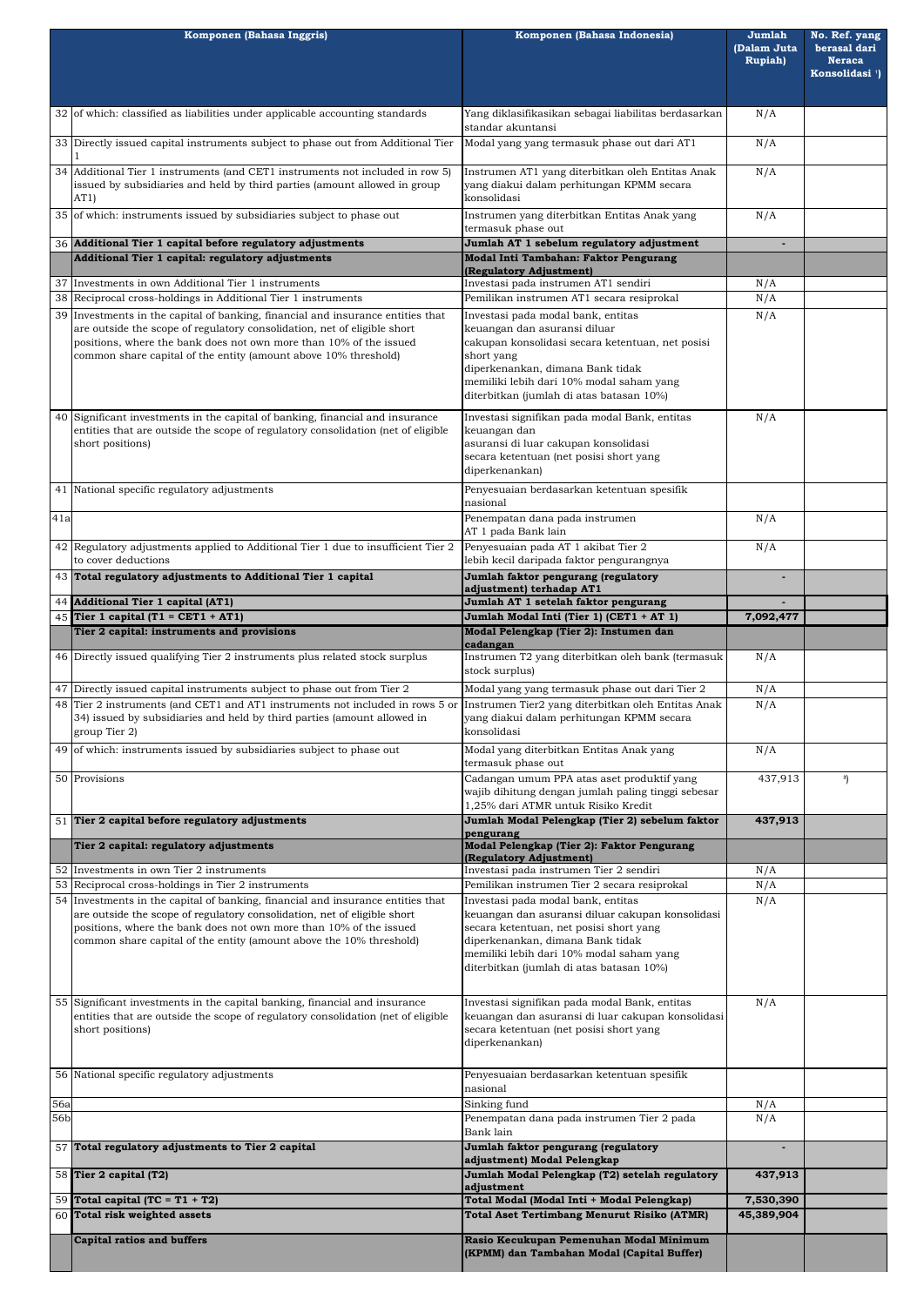| | Komponen (Bahasa Inggris) | Komponen (Bahasa Indonesia) | Jumlah (Dalam Juta Rupiah) | No. Ref. yang berasal dari Neraca Konsolidasi [¹] |
|---|---|---|---|---|
| 32 | of which: classified as liabilities under applicable accounting standards | Yang diklasifikasikan sebagai liabilitas berdasarkan standar akuntansi | N/A | |
| 33 | Directly issued capital instruments subject to phase out from Additional Tier 1 | Modal yang yang termasuk phase out dari AT1 | N/A | |
| 34 | Additional Tier 1 instruments (and CET1 instruments not included in row 5) issued by subsidiaries and held by third parties (amount allowed in group AT1) | Instrumen AT1 yang diterbitkan oleh Entitas Anak yang diakui dalam perhitungan KPMM secara konsolidasi | N/A | |
| 35 | of which: instruments issued by subsidiaries subject to phase out | Instrumen yang diterbitkan Entitas Anak yang termasuk phase out | N/A | |
| 36 | **Additional Tier 1 capital before regulatory adjustments** | **Jumlah AT 1 sebelum regulatory adjustment** | **-** | |
| | **Additional Tier 1 capital: regulatory adjustments** | **Modal Inti Tambahan: Faktor Pengurang (Regulatory Adjustment)** | | |
| 37 | Investments in own Additional Tier 1 instruments | Investasi pada instrumen AT1 sendiri | N/A | |
| 38 | Reciprocal cross-holdings in Additional Tier 1 instruments | Pemilikan instrumen AT1 secara resiprokal | N/A | |
| 39 | Investments in the capital of banking, financial and insurance entities that are outside the scope of regulatory consolidation, net of eligible short positions, where the bank does not own more than 10% of the issued common share capital of the entity (amount above 10% threshold) | Investasi pada modal bank, entitas keuangan dan asuransi diluar cakupan konsolidasi secara ketentuan, net posisi short yang diperkenankan, dimana Bank tidak memiliki lebih dari 10% modal saham yang diterbitkan (jumlah di atas batasan 10%) | N/A | |
| 40 | Significant investments in the capital of banking, financial and insurance entities that are outside the scope of regulatory consolidation (net of eligible short positions) | Investasi signifikan pada modal Bank, entitas keuangan dan asuransi di luar cakupan konsolidasi secara ketentuan (net posisi short yang diperkenankan) | N/A | |
| 41 | National specific regulatory adjustments | Penyesuaian berdasarkan ketentuan spesifik nasional | | |
| 41a | | Penempatan dana pada instrumen AT 1 pada Bank lain | N/A | |
| 42 | Regulatory adjustments applied to Additional Tier 1 due to insufficient Tier 2 to cover deductions | Penyesuaian pada AT 1 akibat Tier 2 lebih kecil daripada faktor pengurangnya | N/A | |
| 43 | **Total regulatory adjustments to Additional Tier 1 capital** | **Jumlah faktor pengurang (regulatory adjustment) terhadap AT1** | **-** | |
| 44 | **Additional Tier 1 capital (AT1)** | **Jumlah AT 1 setelah faktor pengurang** | **-** | |
| 45 | **Tier 1 capital (T1 = CET1 + AT1)** | **Jumlah Modal Inti (Tier 1) (CET1 + AT 1)** | **7,092,477** | |
| | **Tier 2 capital: instruments and provisions** | **Modal Pelengkap (Tier 2): Instumen dan cadangan** | | |
| 46 | Directly issued qualifying Tier 2 instruments plus related stock surplus | Instrumen T2 yang diterbitkan oleh bank (termasuk stock surplus) | N/A | |
| 47 | Directly issued capital instruments subject to phase out from Tier 2 | Modal yang termasuk phase out dari Tier 2 | N/A | |
| 48 | Tier 2 instruments (and CET1 and AT1 instruments not included in rows 5 or 34) issued by subsidiaries and held by third parties (amount allowed in group Tier 2) | Instrumen Tier2 yang diterbitkan oleh Entitas Anak yang diakui dalam perhitungan KPMM secara konsolidasi | N/A | |
| 49 | of which: instruments issued by subsidiaries subject to phase out | Modal yang diterbitkan Entitas Anak yang termasuk phase out | N/A | |
| 50 | Provisions | Cadangan umum PPA atas aset produktif yang wajib dihitung dengan jumlah paling tinggi sebesar 1,25% dari ATMR untuk Risiko Kredit | 437,913 | [³] |
| 51 | **Tier 2 capital before regulatory adjustments** | **Jumlah Modal Pelengkap (Tier 2) sebelum faktor pengurang** | **437,913** | |
| | **Tier 2 capital: regulatory adjustments** | **Modal Pelengkap (Tier 2): Faktor Pengurang (Regulatory Adjustment)** | | |
| 52 | Investments in own Tier 2 instruments | Investasi pada instrumen Tier 2 sendiri | N/A | |
| 53 | Reciprocal cross-holdings in Tier 2 instruments | Pemilikan instrumen Tier 2 secara resiprokal | N/A | |
| 54 | Investments in the capital of banking, financial and insurance entities that are outside the scope of regulatory consolidation, net of eligible short positions, where the bank does not own more than 10% of the issued common share capital of the entity (amount above the 10% threshold) | Investasi pada modal bank, entitas keuangan dan asuransi diluar cakupan konsolidasi secara ketentuan, net posisi short yang diperkenankan, dimana Bank tidak memiliki lebih dari 10% modal saham yang diterbitkan (jumlah di atas batasan 10%) | N/A | |
| 55 | Significant investments in the capital banking, financial and insurance entities that are outside the scope of regulatory consolidation (net of eligible short positions) | Investasi signifikan pada modal Bank, entitas keuangan dan asuransi di luar cakupan konsolidasi secara ketentuan (net posisi short yang diperkenankan) | N/A | |
| 56 | National specific regulatory adjustments | Penyesuaian berdasarkan ketentuan spesifik nasional | | |
| 56a | | Sinking fund | N/A | |
| 56b | | Penempatan dana pada instrumen Tier 2 pada Bank lain | N/A | |
| 57 | **Total regulatory adjustments to Tier 2 capital** | **Jumlah faktor pengurang (regulatory adjustment) Modal Pelengkap** | **-** | |
| 58 | **Tier 2 capital (T2)** | **Jumlah Modal Pelengkap (T2) setelah regulatory adjustment** | **437,913** | |
| 59 | **Total capital (TC = T1 + T2)** | **Total Modal (Modal Inti + Modal Pelengkap)** | **7,530,390** | |
| 60 | **Total risk weighted assets** | **Total Aset Tertimbang Menurut Risiko (ATMR)** | **45,389,904** | |
| | **Capital ratios and buffers** | **Rasio Kecukupan Pemenuhan Modal Minimum (KPMM) dan Tambahan Modal (Capital Buffer)** | | |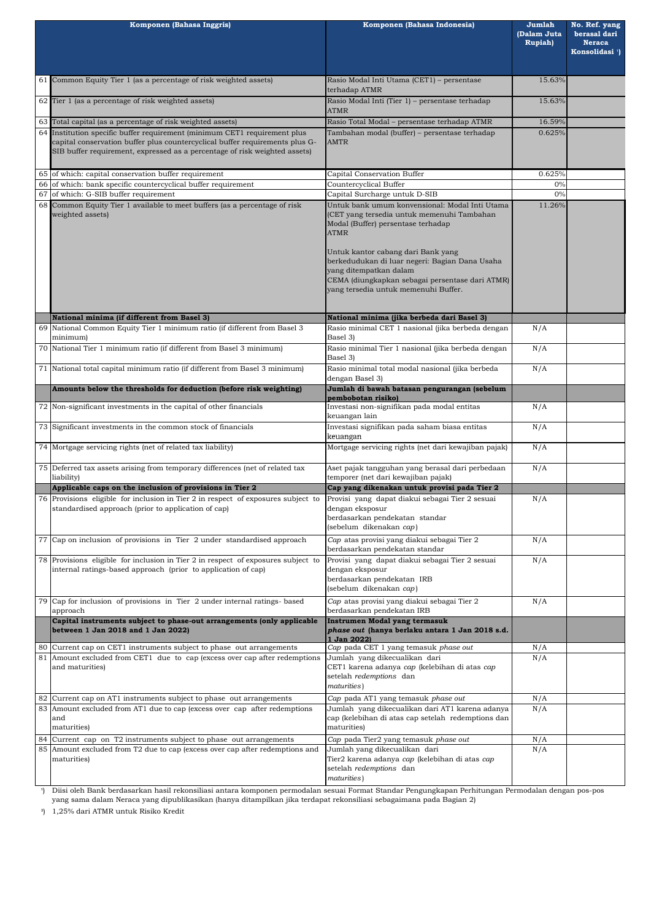| | Komponen (Bahasa Inggris) | Komponen (Bahasa Indonesia) | Jumlah (Dalam Juta Rupiah) | No. Ref. yang berasal dari Neraca Konsolidasi [1] |
|---|---|---|---|---|
| 61 | Common Equity Tier 1 (as a percentage of risk weighted assets) | Rasio Modal Inti Utama (CET1) – persentase terhadap ATMR | 15.63% | |
| 62 | Tier 1 (as a percentage of risk weighted assets) | Rasio Modal Inti (Tier 1) – persentase terhadap ATMR | 15.63% | |
| 63 | Total capital (as a percentage of risk weighted assets) | Rasio Total Modal – persentase terhadap ATMR | 16.59% | |
| 64 | Institution specific buffer requirement (minimum CET1 requirement plus capital conservation buffer plus countercyclical buffer requirements plus G-SIB buffer requirement, expressed as a percentage of risk weighted assets) | Tambahan modal (buffer) – persentase terhadap AMTR | 0.625% | |
| 65 | of which: capital conservation buffer requirement | Capital Conservation Buffer | 0.625% | |
| 66 | of which: bank specific countercyclical buffer requirement | Countercyclical Buffer | 0% | |
| 67 | of which: G-SIB buffer requirement | Capital Surcharge untuk D-SIB | 0% | |
| 68 | Common Equity Tier 1 available to meet buffers (as a percentage of risk weighted assets) | Untuk bank umum konvensional: Modal Inti Utama (CET yang tersedia untuk memenuhi Tambahan Modal (Buffer) persentase terhadap ATMR<br><br>Untuk kantor cabang dari Bank yang berkedudukan di luar negeri: Bagian Dana Usaha yang ditempatkan dalam CEMA (diungkapkan sebagai persentase dari ATMR) yang tersedia untuk memenuhi Buffer. | 11.26% | |
| | **National minima (if different from Basel 3)** | **National minima (jika berbeda dari Basel 3)** | | |
| 69 | National Common Equity Tier 1 minimum ratio (if different from Basel 3 minimum) | Rasio minimal CET 1 nasional (jika berbeda dengan Basel 3) | N/A | |
| 70 | National Tier 1 minimum ratio (if different from Basel 3 minimum) | Rasio minimal Tier 1 nasional (jika berbeda dengan Basel 3) | N/A | |
| 71 | National total capital minimum ratio (if different from Basel 3 minimum) | Rasio minimal total modal nasional (jika berbeda dengan Basel 3) | N/A | |
| | **Amounts below the thresholds for deduction (before risk weighting)** | **Jumlah di bawah batasan pengurangan (sebelum pembobotan risiko)** | | |
| 72 | Non-significant investments in the capital of other financials | Investasi non-signifikan pada modal entitas keuangan lain | N/A | |
| 73 | Significant investments in the common stock of financials | Investasi signifikan pada saham biasa entitas keuangan | N/A | |
| 74 | Mortgage servicing rights (net of related tax liability) | Mortgage servicing rights (net dari kewajiban pajak) | N/A | |
| 75 | Deferred tax assets arising from temporary differences (net of related tax liability) | Aset pajak tangguhan yang berasal dari perbedaan temporer (net dari kewajiban pajak) | N/A | |
| | **Applicable caps on the inclusion of provisions in Tier 2** | **Cap yang dikenakan untuk provisi pada Tier 2** | | |
| 76 | Provisions eligible for inclusion in Tier 2 in respect of exposures subject to standardised approach (prior to application of cap) | Provisi yang dapat diakui sebagai Tier 2 sesuai dengan eksposur berdasarkan pendekatan standar (sebelum dikenakan *cap*) | N/A | |
| 77 | Cap on inclusion of provisions in Tier 2 under standardised approach | *Cap* atas provisi yang diakui sebagai Tier 2 berdasarkan pendekatan standar | N/A | |
| 78 | Provisions eligible for inclusion in Tier 2 in respect of exposures subject to internal ratings-based approach (prior to application of cap) | Provisi yang dapat diakui sebagai Tier 2 sesuai dengan eksposur berdasarkan pendekatan IRB (sebelum dikenakan *cap*) | N/A | |
| 79 | Cap for inclusion of provisions in Tier 2 under internal ratings- based approach | *Cap* atas provisi yang diakui sebagai Tier 2 berdasarkan pendekatan IRB | N/A | |
| | **Capital instruments subject to phase-out arrangements (only applicable between 1 Jan 2018 and 1 Jan 2022)** | **Instrumen Modal yang termasuk *phase out* (hanya berlaku antara 1 Jan 2018 s.d. 1 Jan 2022)** | | |
| 80 | Current cap on CET1 instruments subject to phase out arrangements | *Cap* pada CET 1 yang temasuk *phase out* | N/A | |
| 81 | Amount excluded from CET1 due to cap (excess over cap after redemptions and maturities) | Jumlah yang dikecualikan dari CET1 karena adanya *cap* (kelebihan di atas *cap* setelah *redemptions* dan *maturities*) | N/A | |
| 82 | Current cap on AT1 instruments subject to phase out arrangements | *Cap* pada AT1 yang temasuk *phase out* | N/A | |
| 83 | Amount excluded from AT1 due to cap (excess over cap after redemptions and maturities) | Jumlah yang dikecualikan dari AT1 karena adanya cap (kelebihan di atas cap setelah redemptions dan maturities) | N/A | |
| 84 | Current cap on T2 instruments subject to phase out arrangements | *Cap* pada Tier2 yang temasuk *phase out* | N/A | |
| 85 | Amount excluded from T2 due to cap (excess over cap after redemptions and maturities) | Jumlah yang dikecualikan dari Tier2 karena adanya *cap* (kelebihan di atas *cap* setelah *redemptions* dan *maturities*) | N/A | |

[1] Diisi oleh Bank berdasarkan hasil rekonsiliasi antara komponen permodalan sesuai Format Standar Pengungkapan Perhitungan Permodalan dengan pos-pos yang sama dalam Neraca yang dipublikasikan (hanya ditampilkan jika terdapat rekonsiliasi sebagaimana pada Bagian 2)

[3] 1,25% dari ATMR untuk Risiko Kredit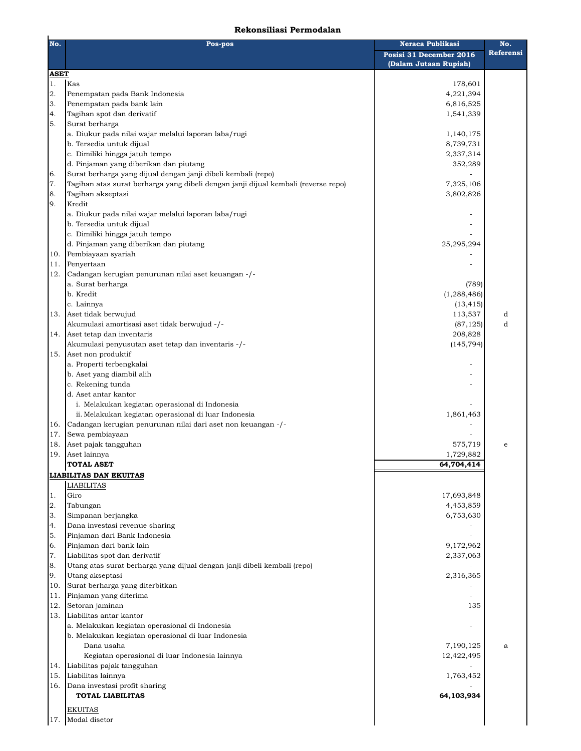### Rekonsiliasi Permodalan

| No. | Pos-pos | Neraca Publikasi Posisi 31 December 2016 (Dalam Jutaan Rupiah) | No. Referensi |
|---|---|---|---|
| **ASET** | | | |
| 1. | Kas | 178,601 | |
| 2. | Penempatan pada Bank Indonesia | 4,221,394 | |
| 3. | Penempatan pada bank lain | 6,816,525 | |
| 4. | Tagihan spot dan derivatif | 1,541,339 | |
| 5. | Surat berharga | | |
| | a. Diukur pada nilai wajar melalui laporan laba/rugi | 1,140,175 | |
| | b. Tersedia untuk dijual | 8,739,731 | |
| | c. Dimiliki hingga jatuh tempo | 2,337,314 | |
| | d. Pinjaman yang diberikan dan piutang | 352,289 | |
| 6. | Surat berharga yang dijual dengan janji dibeli kembali (repo) | - | |
| 7. | Tagihan atas surat berharga yang dibeli dengan janji dijual kembali (reverse repo) | 7,325,106 | |
| 8. | Tagihan akseptasi | 3,802,826 | |
| 9. | Kredit | | |
| | a. Diukur pada nilai wajar melalui laporan laba/rugi | - | |
| | b. Tersedia untuk dijual | - | |
| | c. Dimiliki hingga jatuh tempo | - | |
| | d. Pinjaman yang diberikan dan piutang | 25,295,294 | |
| 10. | Pembiayaan syariah | - | |
| 11. | Penyertaan | - | |
| 12. | Cadangan kerugian penurunan nilai aset keuangan -/- | | |
| | a. Surat berharga | (789) | |
| | b. Kredit | (1,288,486) | |
| | c. Lainnya | (13,415) | |
| 13. | Aset tidak berwujud | 113,537 | d |
| | Akumulasi amortisasi aset tidak berwujud -/- | (87,125) | d |
| 14. | Aset tetap dan inventaris | 208,828 | |
| | Akumulasi penyusutan aset tetap dan inventaris -/- | (145,794) | |
| 15. | Aset non produktif | | |
| | a. Properti terbengkalai | - | |
| | b. Aset yang diambil alih | - | |
| | c. Rekening tunda | - | |
| | d. Aset antar kantor | | |
| | i. Melakukan kegiatan operasional di Indonesia | - | |
| | ii. Melakukan kegiatan operasional di luar Indonesia | 1,861,463 | |
| 16. | Cadangan kerugian penurunan nilai dari aset non keuangan -/- | - | |
| 17. | Sewa pembiayaan | - | |
| 18. | Aset pajak tangguhan | 575,719 | e |
| 19. | Aset lainnya | 1,729,882 | |
| | **TOTAL ASET** | **64,704,414** | |
| **LIABILITAS DAN EKUITAS** | | | |
| | LIABILITAS | | |
| 1. | Giro | 17,693,848 | |
| 2. | Tabungan | 4,453,859 | |
| 3. | Simpanan berjangka | 6,753,630 | |
| 4. | Dana investasi revenue sharing | - | |
| 5. | Pinjaman dari Bank Indonesia | - | |
| 6. | Pinjaman dari bank lain | 9,172,962 | |
| 7. | Liabilitas spot dan derivatif | 2,337,063 | |
| 8. | Utang atas surat berharga yang dijual dengan janji dibeli kembali (repo) | - | |
| 9. | Utang akseptasi | 2,316,365 | |
| 10. | Surat berharga yang diterbitkan | - | |
| 11. | Pinjaman yang diterima | - | |
| 12. | Setoran jaminan | 135 | |
| 13. | Liabilitas antar kantor | | |
| | a. Melakukan kegiatan operasional di Indonesia | - | |
| | b. Melakukan kegiatan operasional di luar Indonesia | | |
| | Dana usaha | 7,190,125 | a |
| | Kegiatan operasional di luar Indonesia lainnya | 12,422,495 | |
| 14. | Liabilitas pajak tangguhan | - | |
| 15. | Liabilitas lainnya | 1,763,452 | |
| 16. | Dana investasi profit sharing | - | |
| | **TOTAL LIABILITAS** | **64,103,934** | |
| | EKUITAS | | |
| 17. | Modal disetor | | |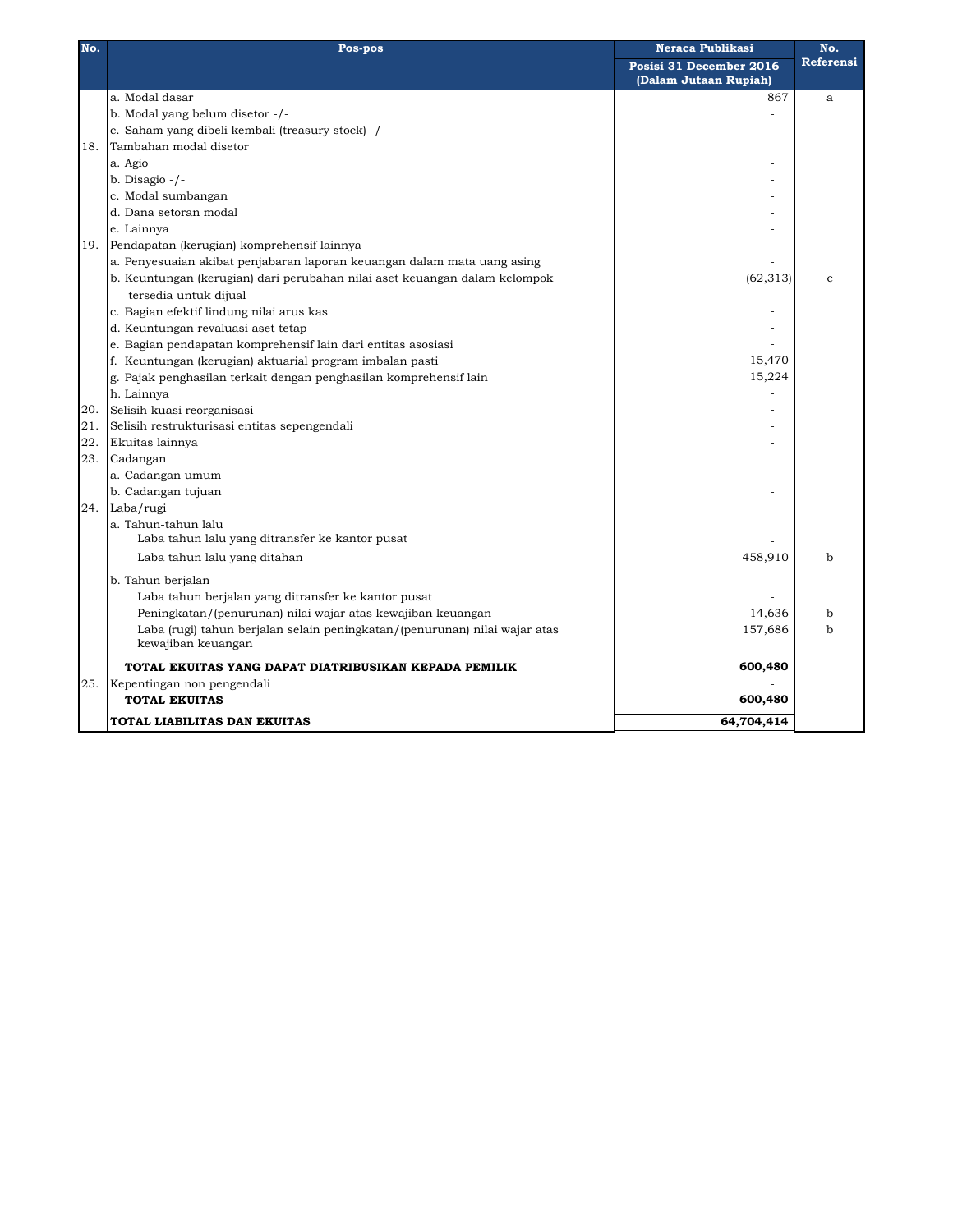| No. | Pos-pos | Neraca Publikasi | No. Referensi |
|---|---|---|---|
| | | Posisi 31 December 2016 (Dalam Jutaan Rupiah) | |
| | a. Modal dasar | 867 | a |
| | b. Modal yang belum disetor -/- | - | |
| | c. Saham yang dibeli kembali (treasury stock) -/- | - | |
| 18. | Tambahan modal disetor | | |
| | a. Agio | - | |
| | b. Disagio -/- | - | |
| | c. Modal sumbangan | - | |
| | d. Dana setoran modal | - | |
| | e. Lainnya | - | |
| 19. | Pendapatan (kerugian) komprehensif lainnya | | |
| | a. Penyesuaian akibat penjabaran laporan keuangan dalam mata uang asing | - | |
| | b. Keuntungan (kerugian) dari perubahan nilai aset keuangan dalam kelompok tersedia untuk dijual | (62,313) | c |
| | c. Bagian efektif lindung nilai arus kas | - | |
| | d. Keuntungan revaluasi aset tetap | - | |
| | e. Bagian pendapatan komprehensif lain dari entitas asosiasi | - | |
| | f. Keuntungan (kerugian) aktuarial program imbalan pasti | 15,470 | |
| | g. Pajak penghasilan terkait dengan penghasilan komprehensif lain | 15,224 | |
| | h. Lainnya | - | |
| 20. | Selisih kuasi reorganisasi | - | |
| 21. | Selisih restrukturisasi entitas sepengendali | - | |
| 22. | Ekuitas lainnya | - | |
| 23. | Cadangan | | |
| | a. Cadangan umum | - | |
| | b. Cadangan tujuan | - | |
| 24. | Laba/rugi | | |
| | a. Tahun-tahun lalu | | |
| | Laba tahun lalu yang ditransfer ke kantor pusat | - | |
| | Laba tahun lalu yang ditahan | 458,910 | b |
| | b. Tahun berjalan | | |
| | Laba tahun berjalan yang ditransfer ke kantor pusat | - | |
| | Peningkatan/(penurunan) nilai wajar atas kewajiban keuangan | 14,636 | b |
| | Laba (rugi) tahun berjalan selain peningkatan/(penurunan) nilai wajar atas kewajiban keuangan | 157,686 | b |
| | **TOTAL EKUITAS YANG DAPAT DIATRIBUSIKAN KEPADA PEMILIK** | **600,480** | |
| 25. | Kepentingan non pengendali | - | |
| | **TOTAL EKUITAS** | **600,480** | |
| | **TOTAL LIABILITAS DAN EKUITAS** | **64,704,414** | |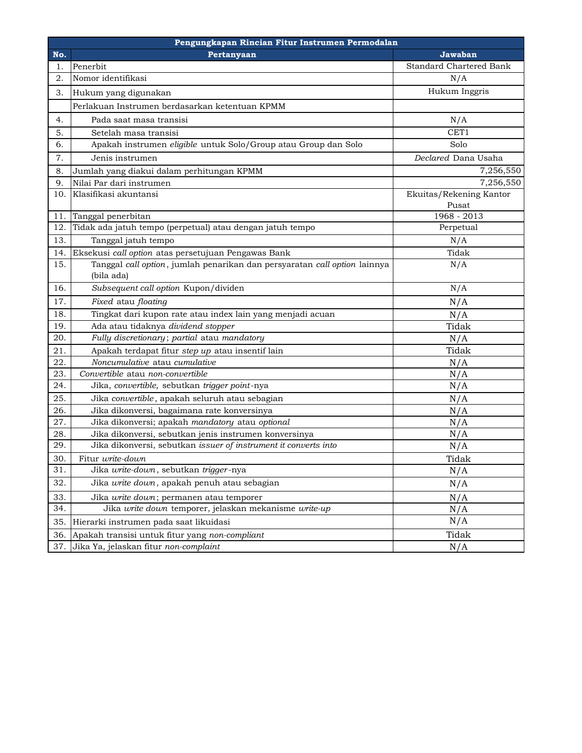| Pengungkapan Rincian Fitur Instrumen Permodalan | | |
|---|---|---|
| **No.** | **Pertanyaan** | **Jawaban** |
| 1. | Penerbit | Standard Chartered Bank |
| 2. | Nomor identifikasi | N/A |
| 3. | Hukum yang digunakan | Hukum Inggris |
| | Perlakuan Instrumen berdasarkan ketentuan KPMM | |
| 4. | Pada saat masa transisi | N/A |
| 5. | Setelah masa transisi | CET1 |
| 6. | Apakah instrumen *eligible* untuk Solo/Group atau Group dan Solo | Solo |
| 7. | Jenis instrumen | *Declared* Dana Usaha |
| 8. | Jumlah yang diakui dalam perhitungan KPMM | 7,256,550 |
| 9. | Nilai Par dari instrumen | 7,256,550 |
| 10. | Klasifikasi akuntansi | Ekuitas/Rekening Kantor Pusat |
| 11. | Tanggal penerbitan | 1968 - 2013 |
| 12. | Tidak ada jatuh tempo (perpetual) atau dengan jatuh tempo | Perpetual |
| 13. | Tanggal jatuh tempo | N/A |
| 14. | Eksekusi *call option* atas persetujuan Pengawas Bank | Tidak |
| 15. | Tanggal *call option*, jumlah penarikan dan persyaratan *call option* lainnya (bila ada) | N/A |
| 16. | *Subsequent call option* Kupon/dividen | N/A |
| 17. | *Fixed* atau *floating* | N/A |
| 18. | Tingkat dari kupon rate atau index lain yang menjadi acuan | N/A |
| 19. | Ada atau tidaknya *dividend stopper* | Tidak |
| 20. | *Fully discretionary*; *partial* atau *mandatory* | N/A |
| 21. | Apakah terdapat fitur *step up* atau insentif lain | Tidak |
| 22. | *Noncumulative* atau *cumulative* | N/A |
| 23. | *Convertible* atau *non-convertible* | N/A |
| 24. | Jika, *convertible,* sebutkan *trigger point*-nya | N/A |
| 25. | Jika *convertible*, apakah seluruh atau sebagian | N/A |
| 26. | Jika dikonversi, bagaimana rate konversinya | N/A |
| 27. | Jika dikonversi; apakah *mandatory* atau *optional* | N/A |
| 28. | Jika dikonversi, sebutkan jenis instrumen konversinya | N/A |
| 29. | Jika dikonversi, sebutkan *issuer of instrument it converts into* | N/A |
| 30. | Fitur *write-down* | Tidak |
| 31. | Jika *write-down*, sebutkan *trigger*-nya | N/A |
| 32. | Jika *write down*, apakah penuh atau sebagian | N/A |
| 33. | Jika *write down*; permanen atau temporer | N/A |
| 34. | Jika *write down* temporer, jelaskan mekanisme *write-up* | N/A |
| 35. | Hierarki instrumen pada saat likuidasi | N/A |
| 36. | Apakah transisi untuk fitur yang *non-compliant* | Tidak |
| 37. | Jika Ya, jelaskan fitur *non-complaint* | N/A |